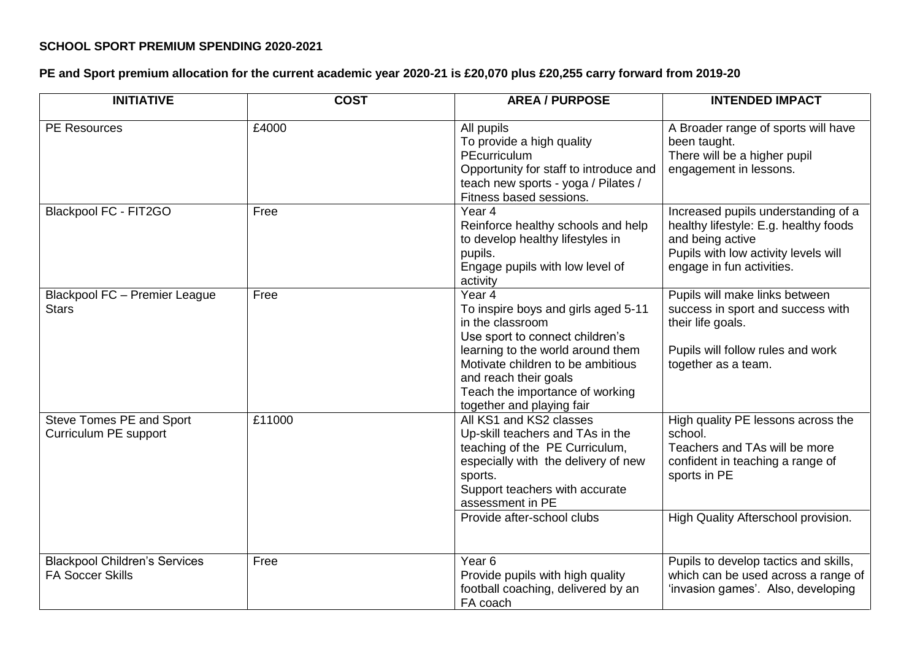**SCHOOL SPORT PREMIUM SPENDING 2020-2021**

**PE and Sport premium allocation for the current academic year 2020-21 is £20,070 plus £20,255 carry forward from 2019-20**

| INITIATIVE | COST | AREA / PURPOSE | INTENDED IMPACT |
|---|---|---|---|
| PE Resources | £4000 | All pupils<br>To provide a high quality PEcurriculum<br>Opportunity for staff to introduce and teach new sports - yoga / Pilates / Fitness based sessions. | A Broader range of sports will have been taught.<br>There will be a higher pupil engagement in lessons. |
| Blackpool FC - FIT2GO | Free | Year 4<br>Reinforce healthy schools and help to develop healthy lifestyles in pupils.<br>Engage pupils with low level of activity | Increased pupils understanding of a healthy lifestyle: E.g. healthy foods and being active<br>Pupils with low activity levels will engage in fun activities. |
| Blackpool FC – Premier League Stars | Free | Year 4<br>To inspire boys and girls aged 5-11 in the classroom<br>Use sport to connect children's learning to the world around them<br>Motivate children to be ambitious and reach their goals<br>Teach the importance of working together and playing fair | Pupils will make links between success in sport and success with their life goals.<br><br>Pupils will follow rules and work together as a team. |
| Steve Tomes PE and Sport Curriculum PE support | £11000 | All KS1 and KS2 classes<br>Up-skill teachers and TAs in the teaching of the PE Curriculum, especially with the delivery of new sports.<br>Support teachers with accurate assessment in PE | High quality PE lessons across the school.<br>Teachers and TAs will be more confident in teaching a range of sports in PE |
| | | Provide after-school clubs | High Quality Afterschool provision. |
| Blackpool Children's Services FA Soccer Skills | Free | Year 6<br>Provide pupils with high quality football coaching, delivered by an FA coach | Pupils to develop tactics and skills, which can be used across a range of 'invasion games'. Also, developing |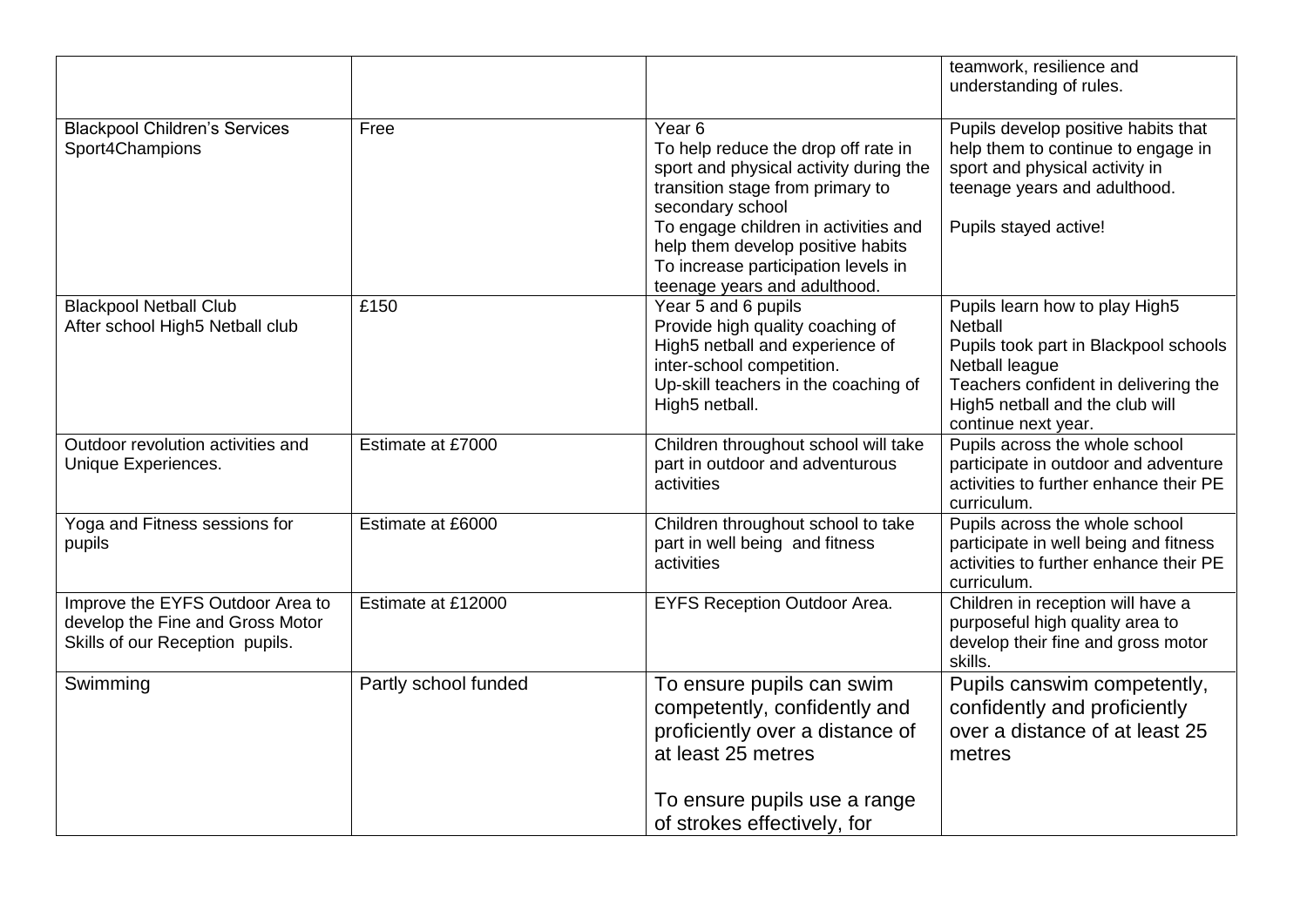| | | | |
|---|---|---|---|
| | | | teamwork, resilience and understanding of rules. |
| Blackpool Children's Services Sport4Champions | Free | Year 6<br>To help reduce the drop off rate in sport and physical activity during the transition stage from primary to secondary school<br>To engage children in activities and help them develop positive habits<br>To increase participation levels in teenage years and adulthood. | Pupils develop positive habits that help them to continue to engage in sport and physical activity in teenage years and adulthood.<br><br>Pupils stayed active! |
| Blackpool Netball Club<br>After school High5 Netball club | £150 | Year 5 and 6 pupils<br>Provide high quality coaching of High5 netball and experience of inter-school competition.<br>Up-skill teachers in the coaching of High5 netball. | Pupils learn how to play High5 Netball<br>Pupils took part in Blackpool schools Netball league<br>Teachers confident in delivering the High5 netball and the club will continue next year. |
| Outdoor revolution activities and Unique Experiences. | Estimate at £7000 | Children throughout school will take part in outdoor and adventurous activities | Pupils across the whole school participate in outdoor and adventure activities to further enhance their PE curriculum. |
| Yoga and Fitness sessions for pupils | Estimate at £6000 | Children throughout school to take part in well being and fitness activities | Pupils across the whole school participate in well being and fitness activities to further enhance their PE curriculum. |
| Improve the EYFS Outdoor Area to develop the Fine and Gross Motor Skills of our Reception pupils. | Estimate at £12000 | EYFS Reception Outdoor Area. | Children in reception will have a purposeful high quality area to develop their fine and gross motor skills. |
| Swimming | Partly school funded | To ensure pupils can swim competently, confidently and proficiently over a distance of at least 25 metres<br><br>To ensure pupils use a range of strokes effectively, for | Pupils canswim competently, confidently and proficiently over a distance of at least 25 metres |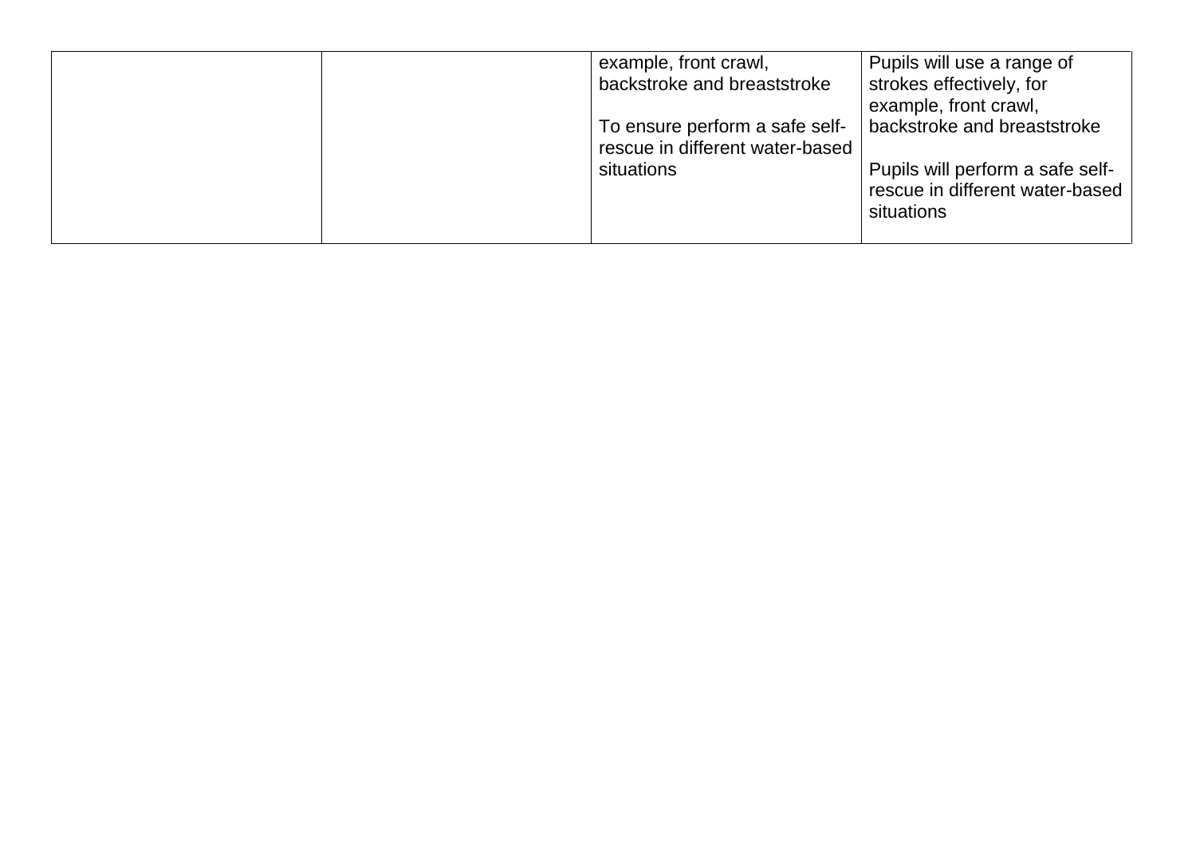| | | | |
|---|---|---|---|
| | | example, front crawl, backstroke and breaststroke<br><br>To ensure perform a safe self-rescue in different water-based situations | Pupils will use a range of strokes effectively, for example, front crawl, backstroke and breaststroke<br><br>Pupils will perform a safe self-rescue in different water-based situations |